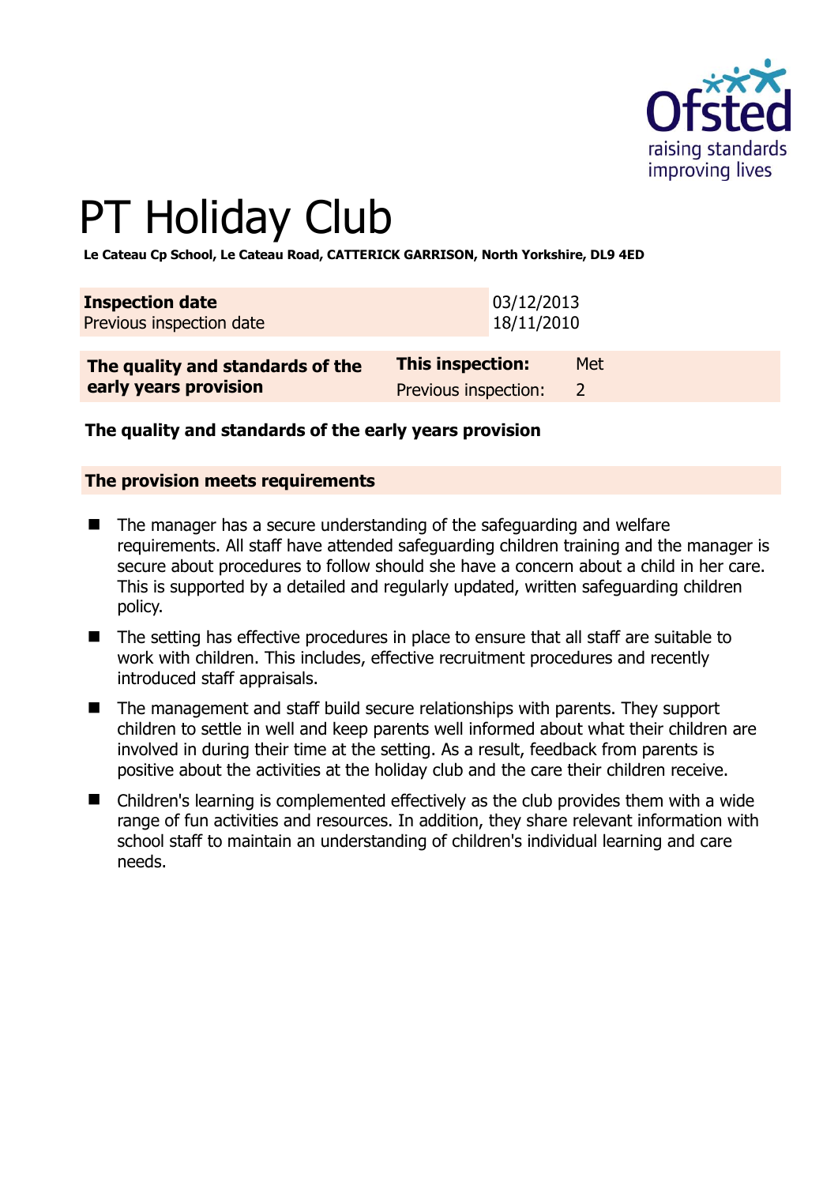# PT Holiday Club

**Le Cateau Cp School, Le Cateau Road, CATTERICK GARRISON, North Yorkshire, DL9 4ED**

| **Inspection date** | 03/12/2013 |
|---|---|
| Previous inspection date | 18/11/2010 |

| **The quality and standards of the early years provision** | **This inspection:** | Met |
|---|---|---|
| | Previous inspection: | 2 |

**The quality and standards of the early years provision**

**The provision meets requirements**

- The manager has a secure understanding of the safeguarding and welfare requirements. All staff have attended safeguarding children training and the manager is secure about procedures to follow should she have a concern about a child in her care. This is supported by a detailed and regularly updated, written safeguarding children policy.
- The setting has effective procedures in place to ensure that all staff are suitable to work with children. This includes, effective recruitment procedures and recently introduced staff appraisals.
- The management and staff build secure relationships with parents. They support children to settle in well and keep parents well informed about what their children are involved in during their time at the setting. As a result, feedback from parents is positive about the activities at the holiday club and the care their children receive.
- Children's learning is complemented effectively as the club provides them with a wide range of fun activities and resources. In addition, they share relevant information with school staff to maintain an understanding of children's individual learning and care needs.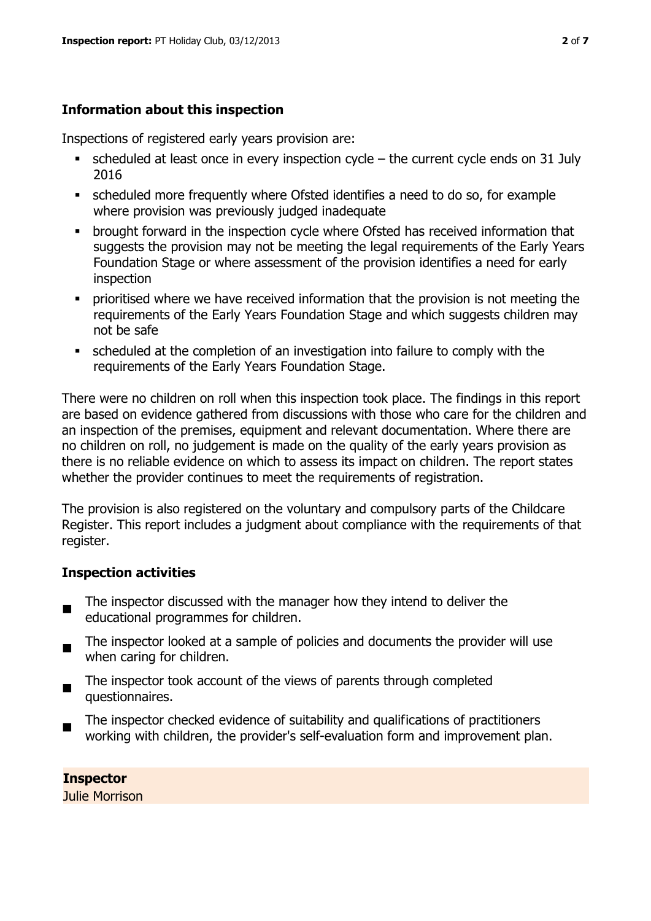## Information about this inspection

Inspections of registered early years provision are:

- scheduled at least once in every inspection cycle – the current cycle ends on 31 July 2016
- scheduled more frequently where Ofsted identifies a need to do so, for example where provision was previously judged inadequate
- brought forward in the inspection cycle where Ofsted has received information that suggests the provision may not be meeting the legal requirements of the Early Years Foundation Stage or where assessment of the provision identifies a need for early inspection
- prioritised where we have received information that the provision is not meeting the requirements of the Early Years Foundation Stage and which suggests children may not be safe
- scheduled at the completion of an investigation into failure to comply with the requirements of the Early Years Foundation Stage.

There were no children on roll when this inspection took place. The findings in this report are based on evidence gathered from discussions with those who care for the children and an inspection of the premises, equipment and relevant documentation. Where there are no children on roll, no judgement is made on the quality of the early years provision as there is no reliable evidence on which to assess its impact on children. The report states whether the provider continues to meet the requirements of registration.

The provision is also registered on the voluntary and compulsory parts of the Childcare Register. This report includes a judgment about compliance with the requirements of that register.

## Inspection activities

- The inspector discussed with the manager how they intend to deliver the educational programmes for children.
- The inspector looked at a sample of policies and documents the provider will use when caring for children.
- The inspector took account of the views of parents through completed questionnaires.
- The inspector checked evidence of suitability and qualifications of practitioners working with children, the provider's self-evaluation form and improvement plan.

**Inspector**
Julie Morrison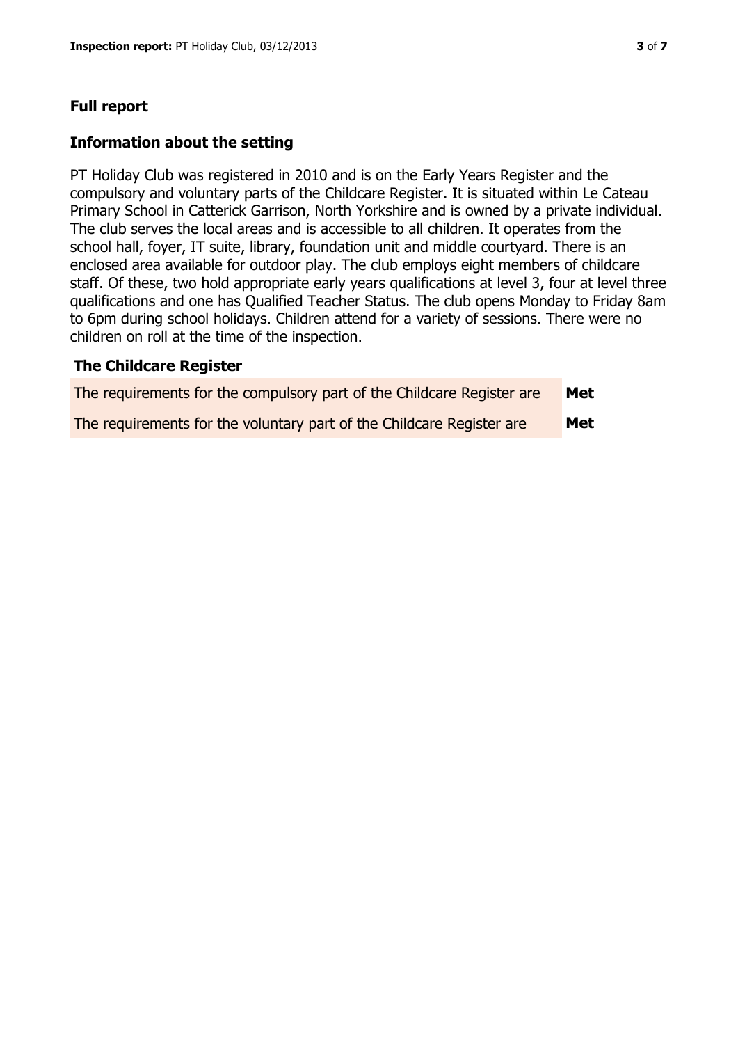## Full report

### Information about the setting

PT Holiday Club was registered in 2010 and is on the Early Years Register and the compulsory and voluntary parts of the Childcare Register. It is situated within Le Cateau Primary School in Catterick Garrison, North Yorkshire and is owned by a private individual. The club serves the local areas and is accessible to all children. It operates from the school hall, foyer, IT suite, library, foundation unit and middle courtyard. There is an enclosed area available for outdoor play. The club employs eight members of childcare staff. Of these, two hold appropriate early years qualifications at level 3, four at level three qualifications and one has Qualified Teacher Status. The club opens Monday to Friday 8am to 6pm during school holidays. Children attend for a variety of sessions. There were no children on roll at the time of the inspection.

### The Childcare Register

| | |
|---|---|
| The requirements for the compulsory part of the Childcare Register are | **Met** |
| The requirements for the voluntary part of the Childcare Register are | **Met** |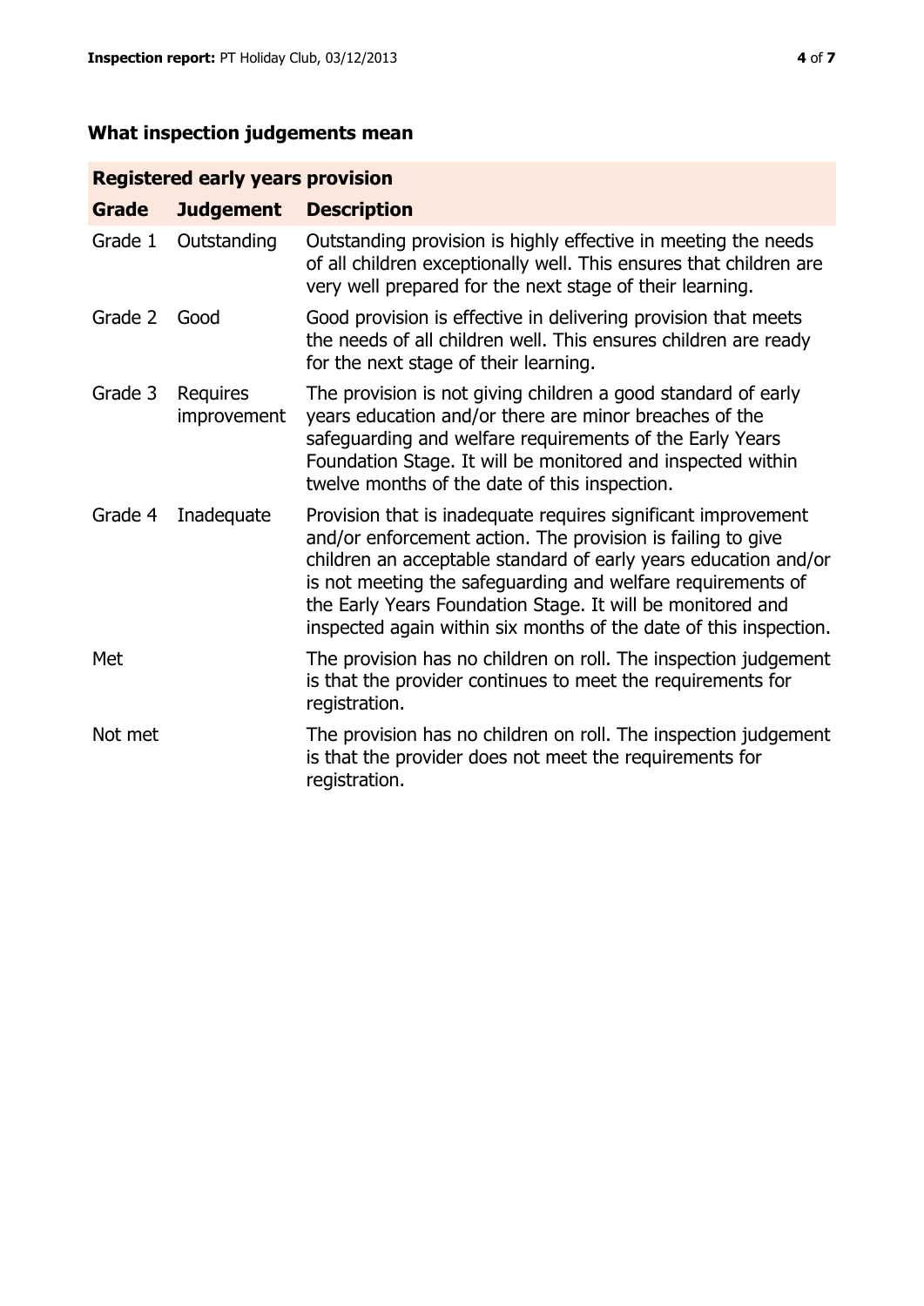## What inspection judgements mean

| Registered early years provision | | |
|---|---|---|
| **Grade** | **Judgement** | **Description** |
| Grade 1 | Outstanding | Outstanding provision is highly effective in meeting the needs of all children exceptionally well. This ensures that children are very well prepared for the next stage of their learning. |
| Grade 2 | Good | Good provision is effective in delivering provision that meets the needs of all children well. This ensures children are ready for the next stage of their learning. |
| Grade 3 | Requires improvement | The provision is not giving children a good standard of early years education and/or there are minor breaches of the safeguarding and welfare requirements of the Early Years Foundation Stage. It will be monitored and inspected within twelve months of the date of this inspection. |
| Grade 4 | Inadequate | Provision that is inadequate requires significant improvement and/or enforcement action. The provision is failing to give children an acceptable standard of early years education and/or is not meeting the safeguarding and welfare requirements of the Early Years Foundation Stage. It will be monitored and inspected again within six months of the date of this inspection. |
| Met | | The provision has no children on roll. The inspection judgement is that the provider continues to meet the requirements for registration. |
| Not met | | The provision has no children on roll. The inspection judgement is that the provider does not meet the requirements for registration. |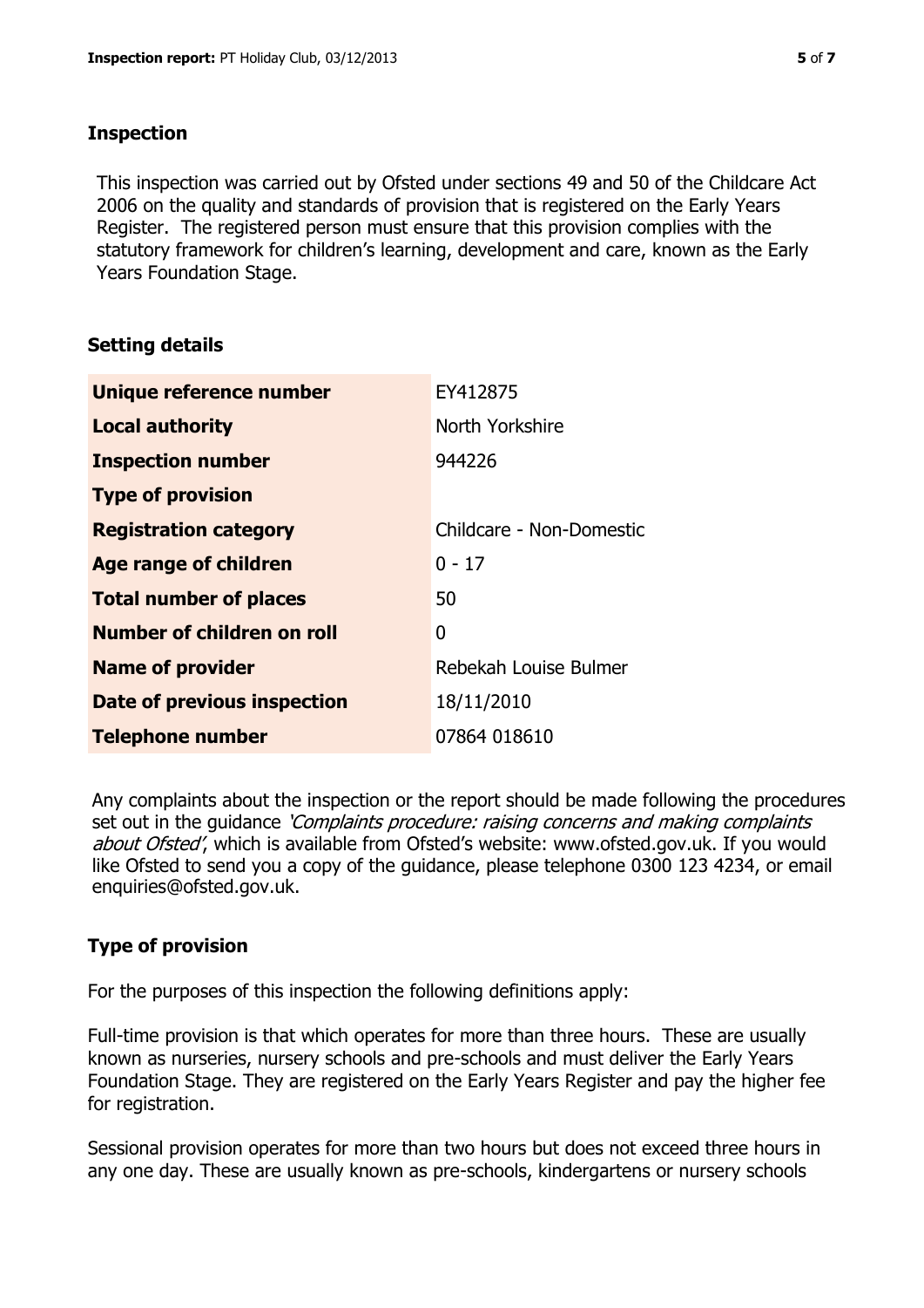## Inspection

This inspection was carried out by Ofsted under sections 49 and 50 of the Childcare Act 2006 on the quality and standards of provision that is registered on the Early Years Register. The registered person must ensure that this provision complies with the statutory framework for children's learning, development and care, known as the Early Years Foundation Stage.

## Setting details

| | |
|---|---|
| **Unique reference number** | EY412875 |
| **Local authority** | North Yorkshire |
| **Inspection number** | 944226 |
| **Type of provision** | |
| **Registration category** | Childcare - Non-Domestic |
| **Age range of children** | 0 - 17 |
| **Total number of places** | 50 |
| **Number of children on roll** | 0 |
| **Name of provider** | Rebekah Louise Bulmer |
| **Date of previous inspection** | 18/11/2010 |
| **Telephone number** | 07864 018610 |

Any complaints about the inspection or the report should be made following the procedures set out in the guidance *'Complaints procedure: raising concerns and making complaints about Ofsted'*, which is available from Ofsted's website: www.ofsted.gov.uk. If you would like Ofsted to send you a copy of the guidance, please telephone 0300 123 4234, or email enquiries@ofsted.gov.uk.

## Type of provision

For the purposes of this inspection the following definitions apply:

Full-time provision is that which operates for more than three hours. These are usually known as nurseries, nursery schools and pre-schools and must deliver the Early Years Foundation Stage. They are registered on the Early Years Register and pay the higher fee for registration.

Sessional provision operates for more than two hours but does not exceed three hours in any one day. These are usually known as pre-schools, kindergartens or nursery schools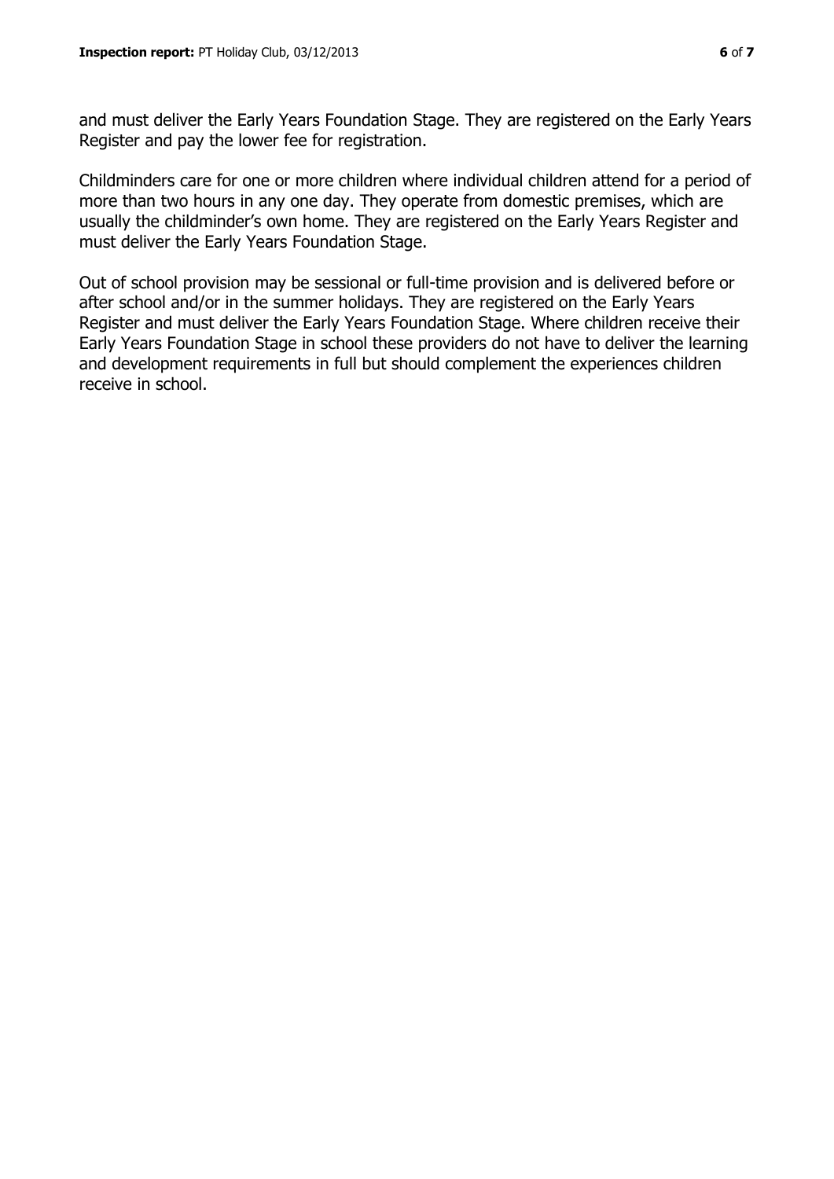and must deliver the Early Years Foundation Stage. They are registered on the Early Years Register and pay the lower fee for registration.

Childminders care for one or more children where individual children attend for a period of more than two hours in any one day. They operate from domestic premises, which are usually the childminder's own home. They are registered on the Early Years Register and must deliver the Early Years Foundation Stage.

Out of school provision may be sessional or full-time provision and is delivered before or after school and/or in the summer holidays. They are registered on the Early Years Register and must deliver the Early Years Foundation Stage. Where children receive their Early Years Foundation Stage in school these providers do not have to deliver the learning and development requirements in full but should complement the experiences children receive in school.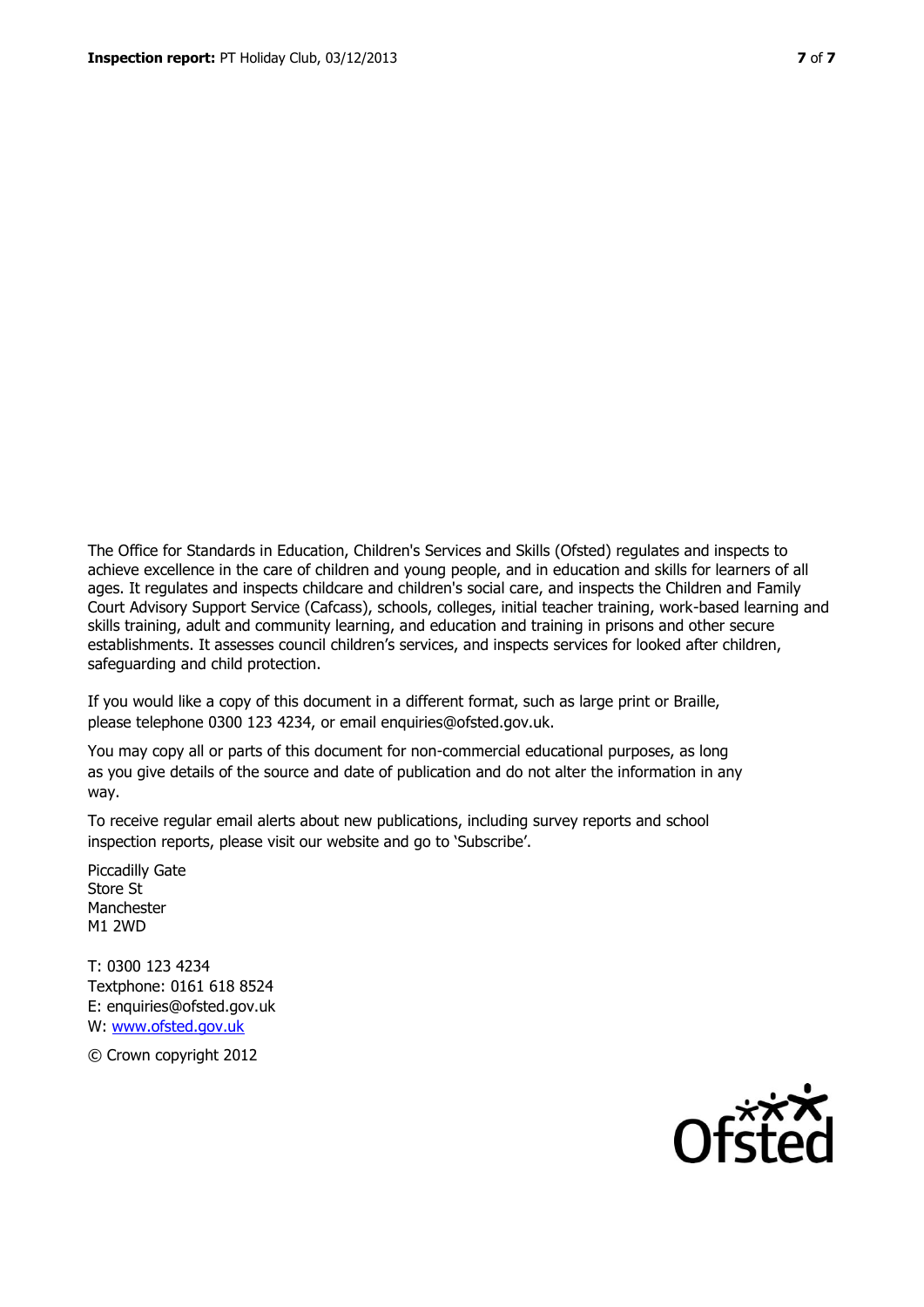The Office for Standards in Education, Children's Services and Skills (Ofsted) regulates and inspects to achieve excellence in the care of children and young people, and in education and skills for learners of all ages. It regulates and inspects childcare and children's social care, and inspects the Children and Family Court Advisory Support Service (Cafcass), schools, colleges, initial teacher training, work-based learning and skills training, adult and community learning, and education and training in prisons and other secure establishments. It assesses council children's services, and inspects services for looked after children, safeguarding and child protection.

If you would like a copy of this document in a different format, such as large print or Braille, please telephone 0300 123 4234, or email enquiries@ofsted.gov.uk.

You may copy all or parts of this document for non-commercial educational purposes, as long as you give details of the source and date of publication and do not alter the information in any way.

To receive regular email alerts about new publications, including survey reports and school inspection reports, please visit our website and go to 'Subscribe'.

Piccadilly Gate
Store St
Manchester
M1 2WD

T: 0300 123 4234
Textphone: 0161 618 8524
E: enquiries@ofsted.gov.uk
W: www.ofsted.gov.uk

© Crown copyright 2012

Ofsted